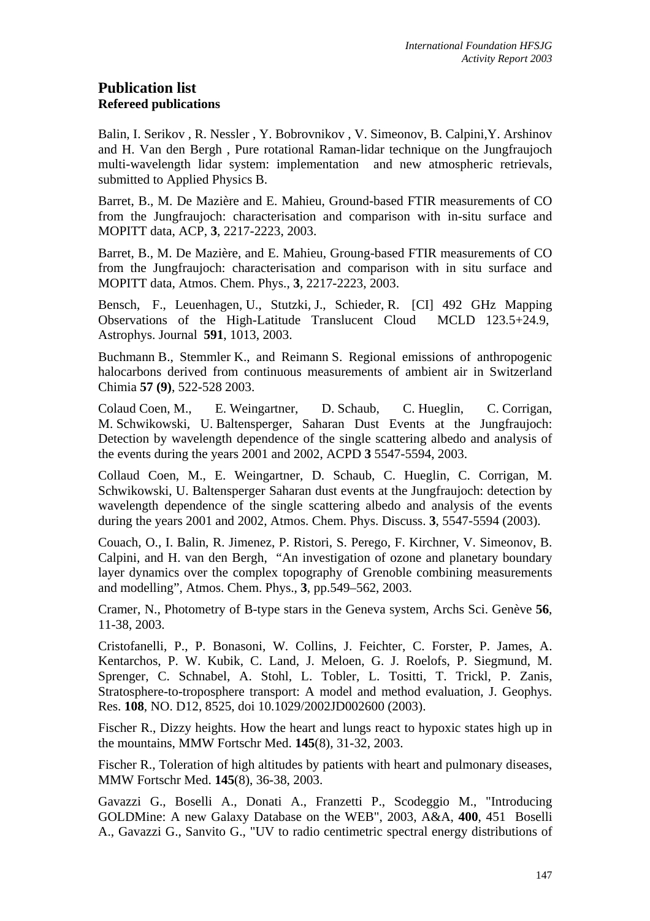# Publication list

## Refereed publications

Balin, I. Serikov , R. Nessler , Y. Bobrovnikov , V. Simeonov, B. Calpini,Y. Arshinov and H. Van den Bergh , Pure rotational Raman-lidar technique on the Jungfraujoch multi-wavelength lidar system: implementation and new atmospheric retrievals, submitted to Applied Physics B.

Barret, B., M. De Mazière and E. Mahieu, Ground-based FTIR measurements of CO from the Jungfraujoch: characterisation and comparison with in-situ surface and MOPITT data, ACP, **3**, 2217-2223, 2003.

Barret, B., M. De Mazière, and E. Mahieu, Groung-based FTIR measurements of CO from the Jungfraujoch: characterisation and comparison with in situ surface and MOPITT data, Atmos. Chem. Phys., **3**, 2217-2223, 2003.

Bensch, F., Leuenhagen, U., Stutzki, J., Schieder, R. [CI] 492 GHz Mapping Observations of the High-Latitude Translucent Cloud MCLD 123.5+24.9, Astrophys. Journal **591**, 1013, 2003.

Buchmann B., Stemmler K., and Reimann S. Regional emissions of anthropogenic halocarbons derived from continuous measurements of ambient air in Switzerland Chimia **57 (9)**, 522-528 2003.

Colaud Coen, M., E. Weingartner, D. Schaub, C. Hueglin, C. Corrigan, M. Schwikowski, U. Baltensperger, Saharan Dust Events at the Jungfraujoch: Detection by wavelength dependence of the single scattering albedo and analysis of the events during the years 2001 and 2002, ACPD **3** 5547-5594, 2003.

Collaud Coen, M., E. Weingartner, D. Schaub, C. Hueglin, C. Corrigan, M. Schwikowski, U. Baltensperger Saharan dust events at the Jungfraujoch: detection by wavelength dependence of the single scattering albedo and analysis of the events during the years 2001 and 2002, Atmos. Chem. Phys. Discuss. **3**, 5547-5594 (2003).

Couach, O., I. Balin, R. Jimenez, P. Ristori, S. Perego, F. Kirchner, V. Simeonov, B. Calpini, and H. van den Bergh, "An investigation of ozone and planetary boundary layer dynamics over the complex topography of Grenoble combining measurements and modelling", Atmos. Chem. Phys., **3**, pp.549–562, 2003.

Cramer, N., Photometry of B-type stars in the Geneva system, Archs Sci. Genève **56**, 11-38, 2003.

Cristofanelli, P., P. Bonasoni, W. Collins, J. Feichter, C. Forster, P. James, A. Kentarchos, P. W. Kubik, C. Land, J. Meloen, G. J. Roelofs, P. Siegmund, M. Sprenger, C. Schnabel, A. Stohl, L. Tobler, L. Tositti, T. Trickl, P. Zanis, Stratosphere-to-troposphere transport: A model and method evaluation, J. Geophys. Res. **108**, NO. D12, 8525, doi 10.1029/2002JD002600 (2003).

Fischer R., Dizzy heights. How the heart and lungs react to hypoxic states high up in the mountains, MMW Fortschr Med. **145**(8), 31-32, 2003.

Fischer R., Toleration of high altitudes by patients with heart and pulmonary diseases, MMW Fortschr Med. **145**(8), 36-38, 2003.

Gavazzi G., Boselli A., Donati A., Franzetti P., Scodeggio M., "Introducing GOLDMine: A new Galaxy Database on the WEB", 2003, A&A, **400**, 451 Boselli A., Gavazzi G., Sanvito G., "UV to radio centimetric spectral energy distributions of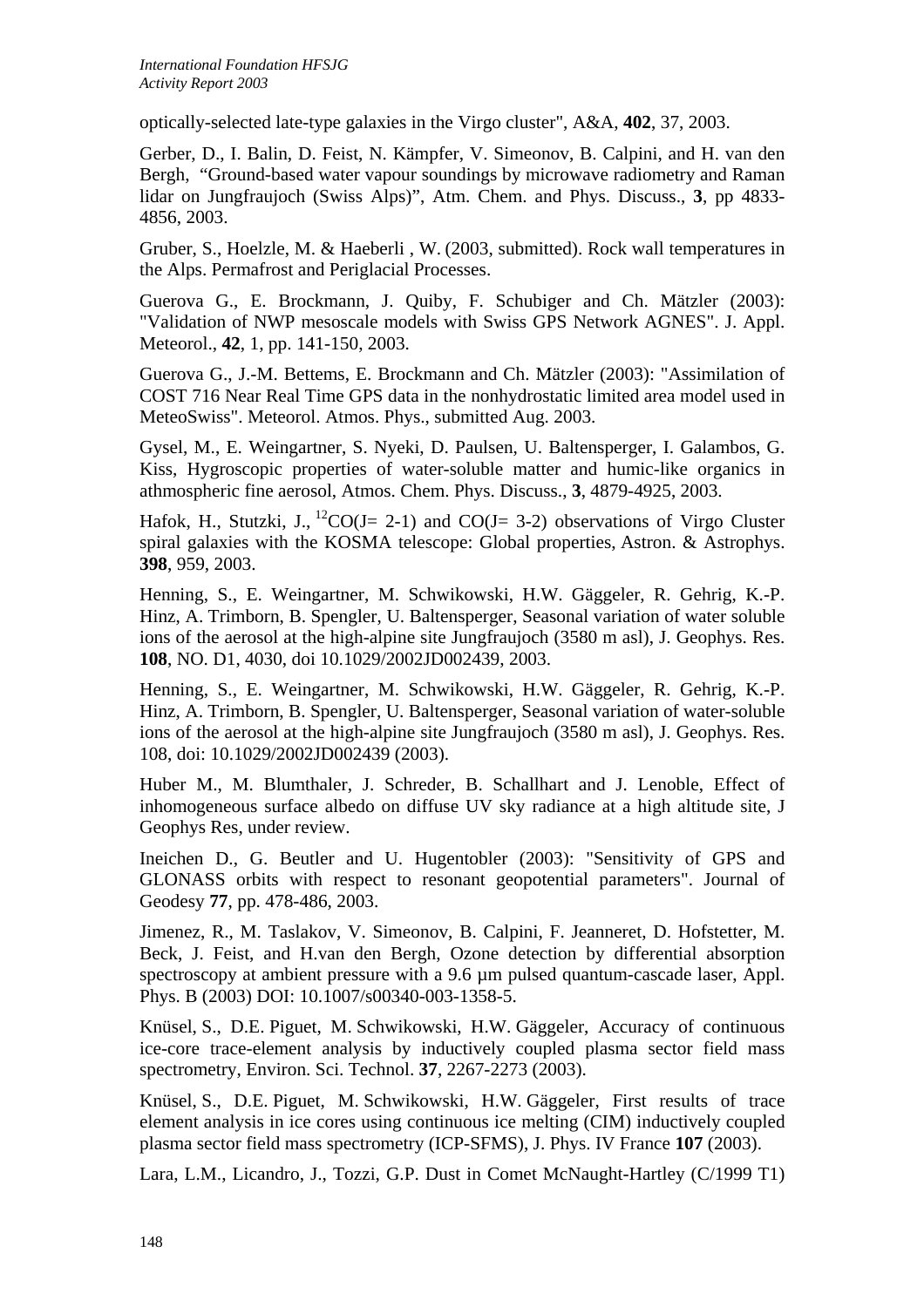optically-selected late-type galaxies in the Virgo cluster", A&A, **402**, 37, 2003.

Gerber, D., I. Balin, D. Feist, N. Kämpfer, V. Simeonov, B. Calpini, and H. van den Bergh, "Ground-based water vapour soundings by microwave radiometry and Raman lidar on Jungfraujoch (Swiss Alps)", Atm. Chem. and Phys. Discuss., **3**, pp 4833-4856, 2003.

Gruber, S., Hoelzle, M. & Haeberli , W. (2003, submitted). Rock wall temperatures in the Alps. Permafrost and Periglacial Processes.

Guerova G., E. Brockmann, J. Quiby, F. Schubiger and Ch. Mätzler (2003): "Validation of NWP mesoscale models with Swiss GPS Network AGNES". J. Appl. Meteorol., **42**, 1, pp. 141-150, 2003.

Guerova G., J.-M. Bettems, E. Brockmann and Ch. Mätzler (2003): "Assimilation of COST 716 Near Real Time GPS data in the nonhydrostatic limited area model used in MeteoSwiss". Meteorol. Atmos. Phys., submitted Aug. 2003.

Gysel, M., E. Weingartner, S. Nyeki, D. Paulsen, U. Baltensperger, I. Galambos, G. Kiss, Hygroscopic properties of water-soluble matter and humic-like organics in athmospheric fine aerosol, Atmos. Chem. Phys. Discuss., **3**, 4879-4925, 2003.

Hafok, H., Stutzki, J., $^{12}$CO(J= 2-1) and CO(J= 3-2) observations of Virgo Cluster spiral galaxies with the KOSMA telescope: Global properties, Astron. & Astrophys. **398**, 959, 2003.

Henning, S., E. Weingartner, M. Schwikowski, H.W. Gäggeler, R. Gehrig, K.-P. Hinz, A. Trimborn, B. Spengler, U. Baltensperger, Seasonal variation of water soluble ions of the aerosol at the high-alpine site Jungfraujoch (3580 m asl), J. Geophys. Res. **108**, NO. D1, 4030, doi 10.1029/2002JD002439, 2003.

Henning, S., E. Weingartner, M. Schwikowski, H.W. Gäggeler, R. Gehrig, K.-P. Hinz, A. Trimborn, B. Spengler, U. Baltensperger, Seasonal variation of water-soluble ions of the aerosol at the high-alpine site Jungfraujoch (3580 m asl), J. Geophys. Res. 108, doi: 10.1029/2002JD002439 (2003).

Huber M., M. Blumthaler, J. Schreder, B. Schallhart and J. Lenoble, Effect of inhomogeneous surface albedo on diffuse UV sky radiance at a high altitude site, J Geophys Res, under review.

Ineichen D., G. Beutler and U. Hugentobler (2003): "Sensitivity of GPS and GLONASS orbits with respect to resonant geopotential parameters". Journal of Geodesy **77**, pp. 478-486, 2003.

Jimenez, R., M. Taslakov, V. Simeonov, B. Calpini, F. Jeanneret, D. Hofstetter, M. Beck, J. Feist, and H.van den Bergh, Ozone detection by differential absorption spectroscopy at ambient pressure with a 9.6 µm pulsed quantum-cascade laser, Appl. Phys. B (2003) DOI: 10.1007/s00340-003-1358-5.

Knüsel, S., D.E. Piguet, M. Schwikowski, H.W. Gäggeler, Accuracy of continuous ice-core trace-element analysis by inductively coupled plasma sector field mass spectrometry, Environ. Sci. Technol. **37**, 2267-2273 (2003).

Knüsel, S., D.E. Piguet, M. Schwikowski, H.W. Gäggeler, First results of trace element analysis in ice cores using continuous ice melting (CIM) inductively coupled plasma sector field mass spectrometry (ICP-SFMS), J. Phys. IV France **107** (2003).

Lara, L.M., Licandro, J., Tozzi, G.P. Dust in Comet McNaught-Hartley (C/1999 T1)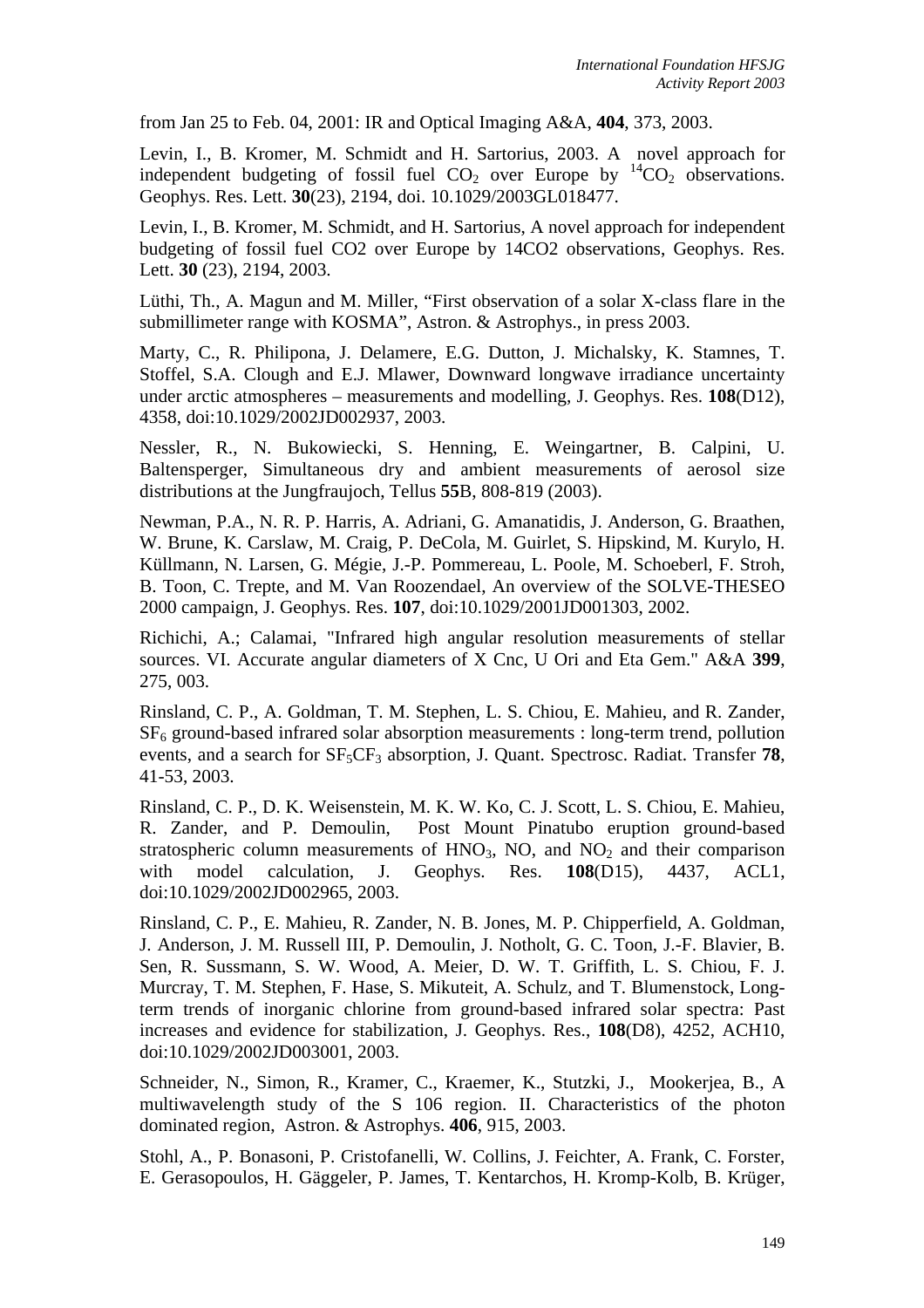from Jan 25 to Feb. 04, 2001: IR and Optical Imaging A&A, **404**, 373, 2003.

Levin, I., B. Kromer, M. Schmidt and H. Sartorius, 2003. A novel approach for independent budgeting of fossil fuel $CO_2$ over Europe by $^{14}CO_2$ observations. Geophys. Res. Lett. **30**(23), 2194, doi. 10.1029/2003GL018477.

Levin, I., B. Kromer, M. Schmidt, and H. Sartorius, A novel approach for independent budgeting of fossil fuel CO2 over Europe by 14CO2 observations, Geophys. Res. Lett. **30** (23), 2194, 2003.

Lüthi, Th., A. Magun and M. Miller, "First observation of a solar X-class flare in the submillimeter range with KOSMA", Astron. & Astrophys., in press 2003.

Marty, C., R. Philipona, J. Delamere, E.G. Dutton, J. Michalsky, K. Stamnes, T. Stoffel, S.A. Clough and E.J. Mlawer, Downward longwave irradiance uncertainty under arctic atmospheres – measurements and modelling, J. Geophys. Res. **108**(D12), 4358, doi:10.1029/2002JD002937, 2003.

Nessler, R., N. Bukowiecki, S. Henning, E. Weingartner, B. Calpini, U. Baltensperger, Simultaneous dry and ambient measurements of aerosol size distributions at the Jungfraujoch, Tellus **55**B, 808-819 (2003).

Newman, P.A., N. R. P. Harris, A. Adriani, G. Amanatidis, J. Anderson, G. Braathen, W. Brune, K. Carslaw, M. Craig, P. DeCola, M. Guirlet, S. Hipskind, M. Kurylo, H. Küllmann, N. Larsen, G. Mégie, J.-P. Pommereau, L. Poole, M. Schoeberl, F. Stroh, B. Toon, C. Trepte, and M. Van Roozendael, An overview of the SOLVE-THESEO 2000 campaign, J. Geophys. Res. **107**, doi:10.1029/2001JD001303, 2002.

Richichi, A.; Calamai, "Infrared high angular resolution measurements of stellar sources. VI. Accurate angular diameters of X Cnc, U Ori and Eta Gem." A&A **399**, 275, 003.

Rinsland, C. P., A. Goldman, T. M. Stephen, L. S. Chiou, E. Mahieu, and R. Zander, $SF_6$ ground-based infrared solar absorption measurements : long-term trend, pollution events, and a search for $SF_5CF_3$ absorption, J. Quant. Spectrosc. Radiat. Transfer **78**, 41-53, 2003.

Rinsland, C. P., D. K. Weisenstein, M. K. W. Ko, C. J. Scott, L. S. Chiou, E. Mahieu, R. Zander, and P. Demoulin, Post Mount Pinatubo eruption ground-based stratospheric column measurements of $HNO_3$, NO, and $NO_2$ and their comparison with model calculation, J. Geophys. Res. **108**(D15), 4437, ACL1, doi:10.1029/2002JD002965, 2003.

Rinsland, C. P., E. Mahieu, R. Zander, N. B. Jones, M. P. Chipperfield, A. Goldman, J. Anderson, J. M. Russell III, P. Demoulin, J. Notholt, G. C. Toon, J.-F. Blavier, B. Sen, R. Sussmann, S. W. Wood, A. Meier, D. W. T. Griffith, L. S. Chiou, F. J. Murcray, T. M. Stephen, F. Hase, S. Mikuteit, A. Schulz, and T. Blumenstock, Long-term trends of inorganic chlorine from ground-based infrared solar spectra: Past increases and evidence for stabilization, J. Geophys. Res., **108**(D8), 4252, ACH10, doi:10.1029/2002JD003001, 2003.

Schneider, N., Simon, R., Kramer, C., Kraemer, K., Stutzki, J., Mookerjea, B., A multiwavelength study of the S 106 region. II. Characteristics of the photon dominated region, Astron. & Astrophys. **406**, 915, 2003.

Stohl, A., P. Bonasoni, P. Cristofanelli, W. Collins, J. Feichter, A. Frank, C. Forster, E. Gerasopoulos, H. Gäggeler, P. James, T. Kentarchos, H. Kromp-Kolb, B. Krüger,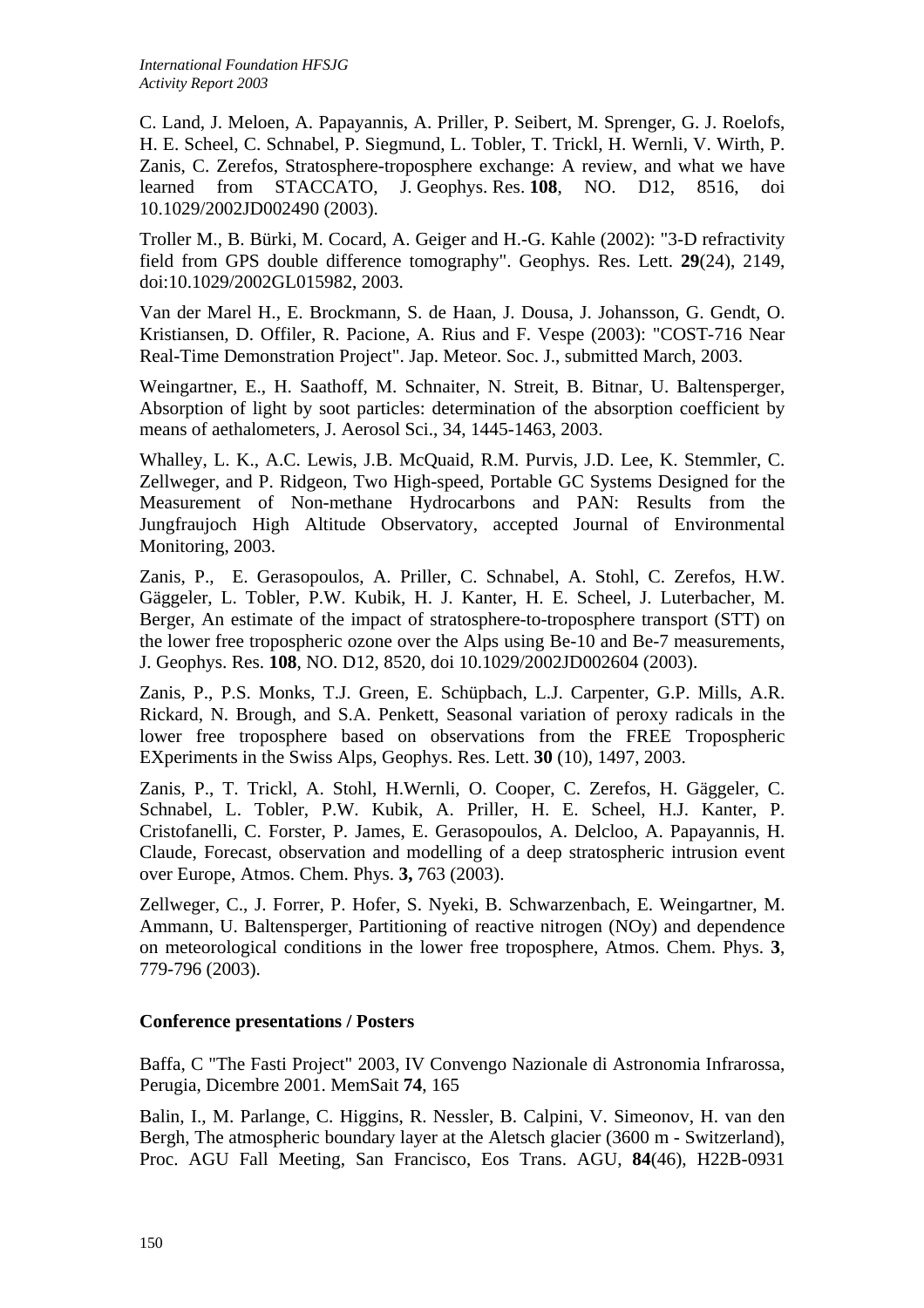C. Land, J. Meloen, A. Papayannis, A. Priller, P. Seibert, M. Sprenger, G. J. Roelofs, H. E. Scheel, C. Schnabel, P. Siegmund, L. Tobler, T. Trickl, H. Wernli, V. Wirth, P. Zanis, C. Zerefos, Stratosphere-troposphere exchange: A review, and what we have learned from STACCATO, J. Geophys. Res. **108**, NO. D12, 8516, doi 10.1029/2002JD002490 (2003).

Troller M., B. Bürki, M. Cocard, A. Geiger and H.-G. Kahle (2002): "3-D refractivity field from GPS double difference tomography". Geophys. Res. Lett. **29**(24), 2149, doi:10.1029/2002GL015982, 2003.

Van der Marel H., E. Brockmann, S. de Haan, J. Dousa, J. Johansson, G. Gendt, O. Kristiansen, D. Offiler, R. Pacione, A. Rius and F. Vespe (2003): "COST-716 Near Real-Time Demonstration Project". Jap. Meteor. Soc. J., submitted March, 2003.

Weingartner, E., H. Saathoff, M. Schnaiter, N. Streit, B. Bitnar, U. Baltensperger, Absorption of light by soot particles: determination of the absorption coefficient by means of aethalometers, J. Aerosol Sci., 34, 1445-1463, 2003.

Whalley, L. K., A.C. Lewis, J.B. McQuaid, R.M. Purvis, J.D. Lee, K. Stemmler, C. Zellweger, and P. Ridgeon, Two High-speed, Portable GC Systems Designed for the Measurement of Non-methane Hydrocarbons and PAN: Results from the Jungfraujoch High Altitude Observatory, accepted Journal of Environmental Monitoring, 2003.

Zanis, P., E. Gerasopoulos, A. Priller, C. Schnabel, A. Stohl, C. Zerefos, H.W. Gäggeler, L. Tobler, P.W. Kubik, H. J. Kanter, H. E. Scheel, J. Luterbacher, M. Berger, An estimate of the impact of stratosphere-to-troposphere transport (STT) on the lower free tropospheric ozone over the Alps using Be-10 and Be-7 measurements, J. Geophys. Res. **108**, NO. D12, 8520, doi 10.1029/2002JD002604 (2003).

Zanis, P., P.S. Monks, T.J. Green, E. Schüpbach, L.J. Carpenter, G.P. Mills, A.R. Rickard, N. Brough, and S.A. Penkett, Seasonal variation of peroxy radicals in the lower free troposphere based on observations from the FREE Tropospheric EXperiments in the Swiss Alps, Geophys. Res. Lett. **30** (10), 1497, 2003.

Zanis, P., T. Trickl, A. Stohl, H.Wernli, O. Cooper, C. Zerefos, H. Gäggeler, C. Schnabel, L. Tobler, P.W. Kubik, A. Priller, H. E. Scheel, H.J. Kanter, P. Cristofanelli, C. Forster, P. James, E. Gerasopoulos, A. Delcloo, A. Papayannis, H. Claude, Forecast, observation and modelling of a deep stratospheric intrusion event over Europe, Atmos. Chem. Phys. **3,** 763 (2003).

Zellweger, C., J. Forrer, P. Hofer, S. Nyeki, B. Schwarzenbach, E. Weingartner, M. Ammann, U. Baltensperger, Partitioning of reactive nitrogen (NOy) and dependence on meteorological conditions in the lower free troposphere, Atmos. Chem. Phys. **3**, 779-796 (2003).

**Conference presentations / Posters**

Baffa, C "The Fasti Project" 2003, IV Convengo Nazionale di Astronomia Infrarossa, Perugia, Dicembre 2001. MemSait **74**, 165

Balin, I., M. Parlange, C. Higgins, R. Nessler, B. Calpini, V. Simeonov, H. van den Bergh, The atmospheric boundary layer at the Aletsch glacier (3600 m - Switzerland), Proc. AGU Fall Meeting, San Francisco, Eos Trans. AGU, **84**(46), H22B-0931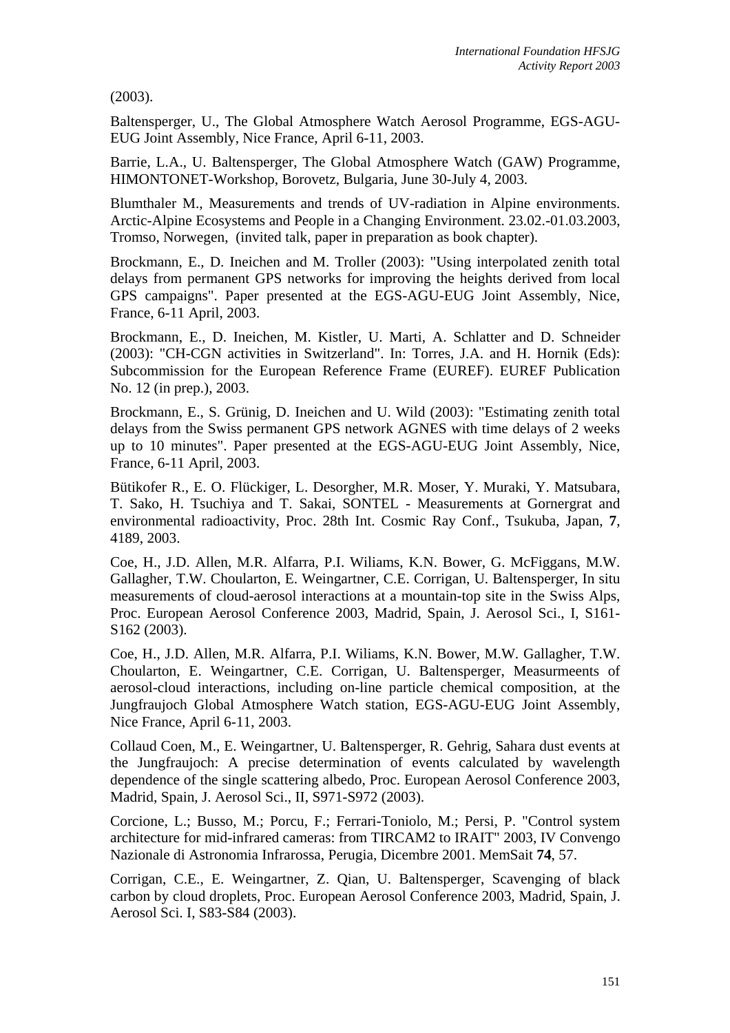(2003).

Baltensperger, U., The Global Atmosphere Watch Aerosol Programme, EGS-AGU-EUG Joint Assembly, Nice France, April 6-11, 2003.

Barrie, L.A., U. Baltensperger, The Global Atmosphere Watch (GAW) Programme, HIMONTONET-Workshop, Borovetz, Bulgaria, June 30-July 4, 2003.

Blumthaler M., Measurements and trends of UV-radiation in Alpine environments. Arctic-Alpine Ecosystems and People in a Changing Environment. 23.02.-01.03.2003, Tromso, Norwegen, (invited talk, paper in preparation as book chapter).

Brockmann, E., D. Ineichen and M. Troller (2003): "Using interpolated zenith total delays from permanent GPS networks for improving the heights derived from local GPS campaigns". Paper presented at the EGS-AGU-EUG Joint Assembly, Nice, France, 6-11 April, 2003.

Brockmann, E., D. Ineichen, M. Kistler, U. Marti, A. Schlatter and D. Schneider (2003): "CH-CGN activities in Switzerland". In: Torres, J.A. and H. Hornik (Eds): Subcommission for the European Reference Frame (EUREF). EUREF Publication No. 12 (in prep.), 2003.

Brockmann, E., S. Grünig, D. Ineichen and U. Wild (2003): "Estimating zenith total delays from the Swiss permanent GPS network AGNES with time delays of 2 weeks up to 10 minutes". Paper presented at the EGS-AGU-EUG Joint Assembly, Nice, France, 6-11 April, 2003.

Bütikofer R., E. O. Flückiger, L. Desorgher, M.R. Moser, Y. Muraki, Y. Matsubara, T. Sako, H. Tsuchiya and T. Sakai, SONTEL - Measurements at Gornergrat and environmental radioactivity, Proc. 28th Int. Cosmic Ray Conf., Tsukuba, Japan, **7**, 4189, 2003.

Coe, H., J.D. Allen, M.R. Alfarra, P.I. Wiliams, K.N. Bower, G. McFiggans, M.W. Gallagher, T.W. Choularton, E. Weingartner, C.E. Corrigan, U. Baltensperger, In situ measurements of cloud-aerosol interactions at a mountain-top site in the Swiss Alps, Proc. European Aerosol Conference 2003, Madrid, Spain, J. Aerosol Sci., I, S161-S162 (2003).

Coe, H., J.D. Allen, M.R. Alfarra, P.I. Wiliams, K.N. Bower, M.W. Gallagher, T.W. Choularton, E. Weingartner, C.E. Corrigan, U. Baltensperger, Measurmeents of aerosol-cloud interactions, including on-line particle chemical composition, at the Jungfraujoch Global Atmosphere Watch station, EGS-AGU-EUG Joint Assembly, Nice France, April 6-11, 2003.

Collaud Coen, M., E. Weingartner, U. Baltensperger, R. Gehrig, Sahara dust events at the Jungfraujoch: A precise determination of events calculated by wavelength dependence of the single scattering albedo, Proc. European Aerosol Conference 2003, Madrid, Spain, J. Aerosol Sci., II, S971-S972 (2003).

Corcione, L.; Busso, M.; Porcu, F.; Ferrari-Toniolo, M.; Persi, P. "Control system architecture for mid-infrared cameras: from TIRCAM2 to IRAIT" 2003, IV Convengo Nazionale di Astronomia Infrarossa, Perugia, Dicembre 2001. MemSait **74**, 57.

Corrigan, C.E., E. Weingartner, Z. Qian, U. Baltensperger, Scavenging of black carbon by cloud droplets, Proc. European Aerosol Conference 2003, Madrid, Spain, J. Aerosol Sci. I, S83-S84 (2003).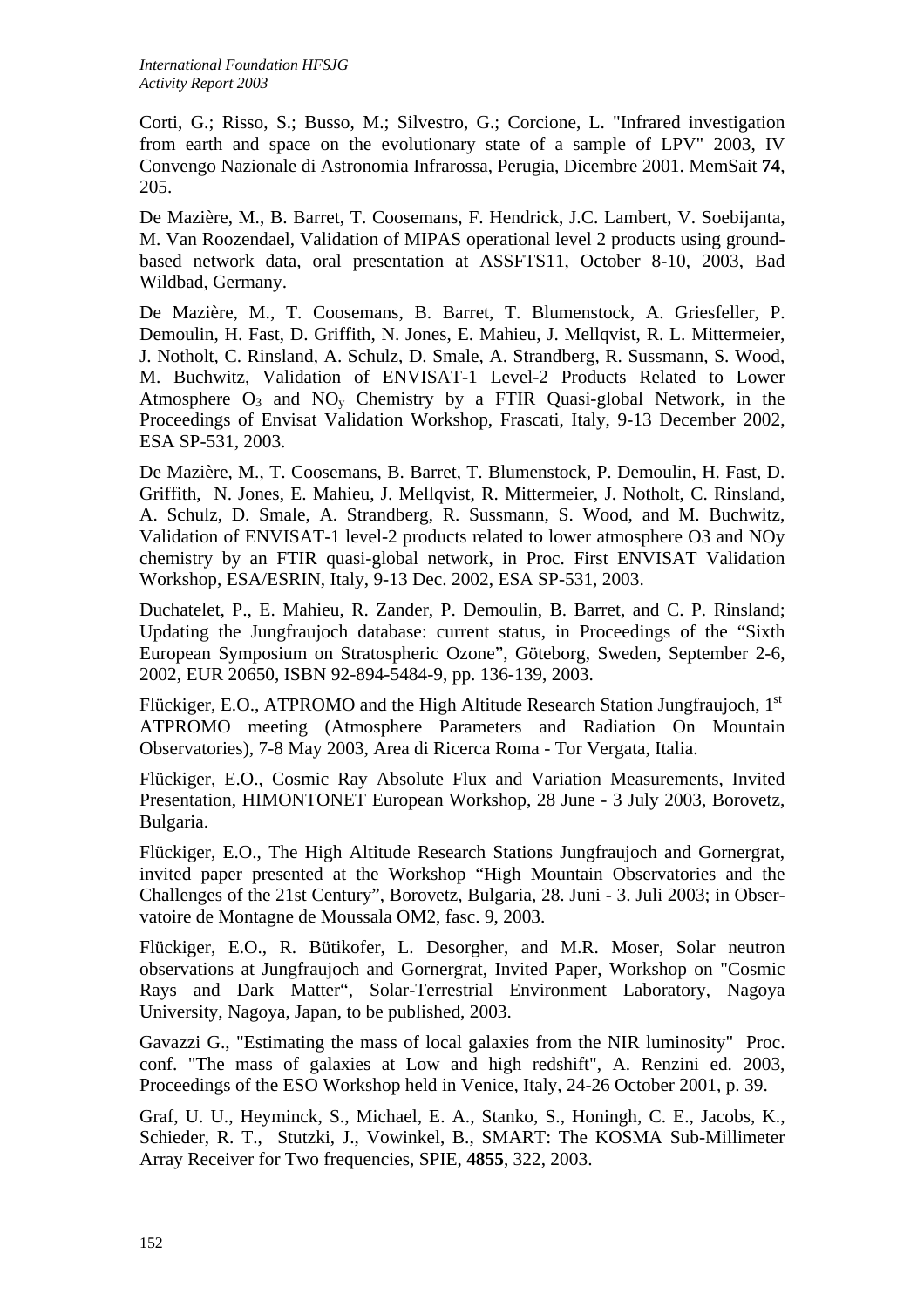Corti, G.; Risso, S.; Busso, M.; Silvestro, G.; Corcione, L. "Infrared investigation from earth and space on the evolutionary state of a sample of LPV" 2003, IV Convegno Nazionale di Astronomia Infrarossa, Perugia, Dicembre 2001. MemSait **74**, 205.

De Mazière, M., B. Barret, T. Coosemans, F. Hendrick, J.C. Lambert, V. Soebijanta, M. Van Roozendael, Validation of MIPAS operational level 2 products using ground-based network data, oral presentation at ASSFTS11, October 8-10, 2003, Bad Wildbad, Germany.

De Mazière, M., T. Coosemans, B. Barret, T. Blumenstock, A. Griesfeller, P. Demoulin, H. Fast, D. Griffith, N. Jones, E. Mahieu, J. Mellqvist, R. L. Mittermeier, J. Notholt, C. Rinsland, A. Schulz, D. Smale, A. Strandberg, R. Sussmann, S. Wood, M. Buchwitz, Validation of ENVISAT-1 Level-2 Products Related to Lower Atmosphere $O_3$ and $NO_y$ Chemistry by a FTIR Quasi-global Network, in the Proceedings of Envisat Validation Workshop, Frascati, Italy, 9-13 December 2002, ESA SP-531, 2003.

De Mazière, M., T. Coosemans, B. Barret, T. Blumenstock, P. Demoulin, H. Fast, D. Griffith, N. Jones, E. Mahieu, J. Mellqvist, R. Mittermeier, J. Notholt, C. Rinsland, A. Schulz, D. Smale, A. Strandberg, R. Sussmann, S. Wood, and M. Buchwitz, Validation of ENVISAT-1 level-2 products related to lower atmosphere O3 and NOy chemistry by an FTIR quasi-global network, in Proc. First ENVISAT Validation Workshop, ESA/ESRIN, Italy, 9-13 Dec. 2002, ESA SP-531, 2003.

Duchatelet, P., E. Mahieu, R. Zander, P. Demoulin, B. Barret, and C. P. Rinsland; Updating the Jungfraujoch database: current status, in Proceedings of the "Sixth European Symposium on Stratospheric Ozone", Göteborg, Sweden, September 2-6, 2002, EUR 20650, ISBN 92-894-5484-9, pp. 136-139, 2003.

Flückiger, E.O., ATPROMO and the High Altitude Research Station Jungfraujoch, 1st ATPROMO meeting (Atmosphere Parameters and Radiation On Mountain Observatories), 7-8 May 2003, Area di Ricerca Roma - Tor Vergata, Italia.

Flückiger, E.O., Cosmic Ray Absolute Flux and Variation Measurements, Invited Presentation, HIMONTONET European Workshop, 28 June - 3 July 2003, Borovetz, Bulgaria.

Flückiger, E.O., The High Altitude Research Stations Jungfraujoch and Gornergrat, invited paper presented at the Workshop "High Mountain Observatories and the Challenges of the 21st Century", Borovetz, Bulgaria, 28. Juni - 3. Juli 2003; in Observatoire de Montagne de Moussala OM2, fasc. 9, 2003.

Flückiger, E.O., R. Bütikofer, L. Desorgher, and M.R. Moser, Solar neutron observations at Jungfraujoch and Gornergrat, Invited Paper, Workshop on "Cosmic Rays and Dark Matter", Solar-Terrestrial Environment Laboratory, Nagoya University, Nagoya, Japan, to be published, 2003.

Gavazzi G., "Estimating the mass of local galaxies from the NIR luminosity" Proc. conf. "The mass of galaxies at Low and high redshift", A. Renzini ed. 2003, Proceedings of the ESO Workshop held in Venice, Italy, 24-26 October 2001, p. 39.

Graf, U. U., Heyminck, S., Michael, E. A., Stanko, S., Honingh, C. E., Jacobs, K., Schieder, R. T., Stutzki, J., Vowinkel, B., SMART: The KOSMA Sub-Millimeter Array Receiver for Two frequencies, SPIE, **4855**, 322, 2003.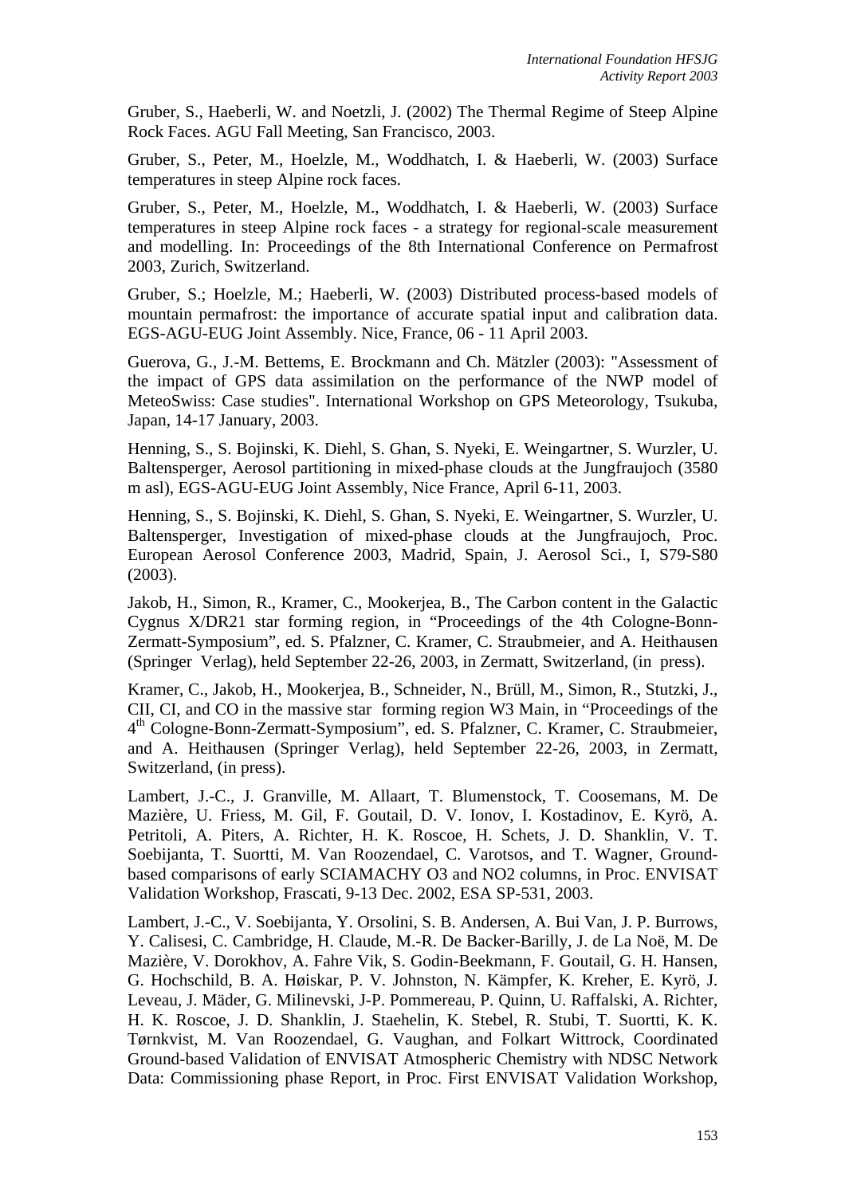Gruber, S., Haeberli, W. and Noetzli, J. (2002) The Thermal Regime of Steep Alpine Rock Faces. AGU Fall Meeting, San Francisco, 2003.

Gruber, S., Peter, M., Hoelzle, M., Woddhatch, I. & Haeberli, W. (2003) Surface temperatures in steep Alpine rock faces.

Gruber, S., Peter, M., Hoelzle, M., Woddhatch, I. & Haeberli, W. (2003) Surface temperatures in steep Alpine rock faces - a strategy for regional-scale measurement and modelling. In: Proceedings of the 8th International Conference on Permafrost 2003, Zurich, Switzerland.

Gruber, S.; Hoelzle, M.; Haeberli, W. (2003) Distributed process-based models of mountain permafrost: the importance of accurate spatial input and calibration data. EGS-AGU-EUG Joint Assembly. Nice, France, 06 - 11 April 2003.

Guerova, G., J.-M. Bettems, E. Brockmann and Ch. Mätzler (2003): "Assessment of the impact of GPS data assimilation on the performance of the NWP model of MeteoSwiss: Case studies". International Workshop on GPS Meteorology, Tsukuba, Japan, 14-17 January, 2003.

Henning, S., S. Bojinski, K. Diehl, S. Ghan, S. Nyeki, E. Weingartner, S. Wurzler, U. Baltensperger, Aerosol partitioning in mixed-phase clouds at the Jungfraujoch (3580 m asl), EGS-AGU-EUG Joint Assembly, Nice France, April 6-11, 2003.

Henning, S., S. Bojinski, K. Diehl, S. Ghan, S. Nyeki, E. Weingartner, S. Wurzler, U. Baltensperger, Investigation of mixed-phase clouds at the Jungfraujoch, Proc. European Aerosol Conference 2003, Madrid, Spain, J. Aerosol Sci., I, S79-S80 (2003).

Jakob, H., Simon, R., Kramer, C., Mookerjea, B., The Carbon content in the Galactic Cygnus X/DR21 star forming region, in "Proceedings of the 4th Cologne-Bonn-Zermatt-Symposium", ed. S. Pfalzner, C. Kramer, C. Straubmeier, and A. Heithausen (Springer Verlag), held September 22-26, 2003, in Zermatt, Switzerland, (in press).

Kramer, C., Jakob, H., Mookerjea, B., Schneider, N., Brüll, M., Simon, R., Stutzki, J., CII, CI, and CO in the massive star forming region W3 Main, in "Proceedings of the 4th Cologne-Bonn-Zermatt-Symposium", ed. S. Pfalzner, C. Kramer, C. Straubmeier, and A. Heithausen (Springer Verlag), held September 22-26, 2003, in Zermatt, Switzerland, (in press).

Lambert, J.-C., J. Granville, M. Allaart, T. Blumenstock, T. Coosemans, M. De Mazière, U. Friess, M. Gil, F. Goutail, D. V. Ionov, I. Kostadinov, E. Kyrö, A. Petritoli, A. Piters, A. Richter, H. K. Roscoe, H. Schets, J. D. Shanklin, V. T. Soebijanta, T. Suortti, M. Van Roozendael, C. Varotsos, and T. Wagner, Ground-based comparisons of early SCIAMACHY O3 and NO2 columns, in Proc. ENVISAT Validation Workshop, Frascati, 9-13 Dec. 2002, ESA SP-531, 2003.

Lambert, J.-C., V. Soebijanta, Y. Orsolini, S. B. Andersen, A. Bui Van, J. P. Burrows, Y. Calisesi, C. Cambridge, H. Claude, M.-R. De Backer-Barilly, J. de La Noë, M. De Mazière, V. Dorokhov, A. Fahre Vik, S. Godin-Beekmann, F. Goutail, G. H. Hansen, G. Hochschild, B. A. Høiskar, P. V. Johnston, N. Kämpfer, K. Kreher, E. Kyrö, J. Leveau, J. Mäder, G. Milinevski, J-P. Pommereau, P. Quinn, U. Raffalski, A. Richter, H. K. Roscoe, J. D. Shanklin, J. Staehelin, K. Stebel, R. Stubi, T. Suortti, K. K. Tørnkvist, M. Van Roozendael, G. Vaughan, and Folkart Wittrock, Coordinated Ground-based Validation of ENVISAT Atmospheric Chemistry with NDSC Network Data: Commissioning phase Report, in Proc. First ENVISAT Validation Workshop,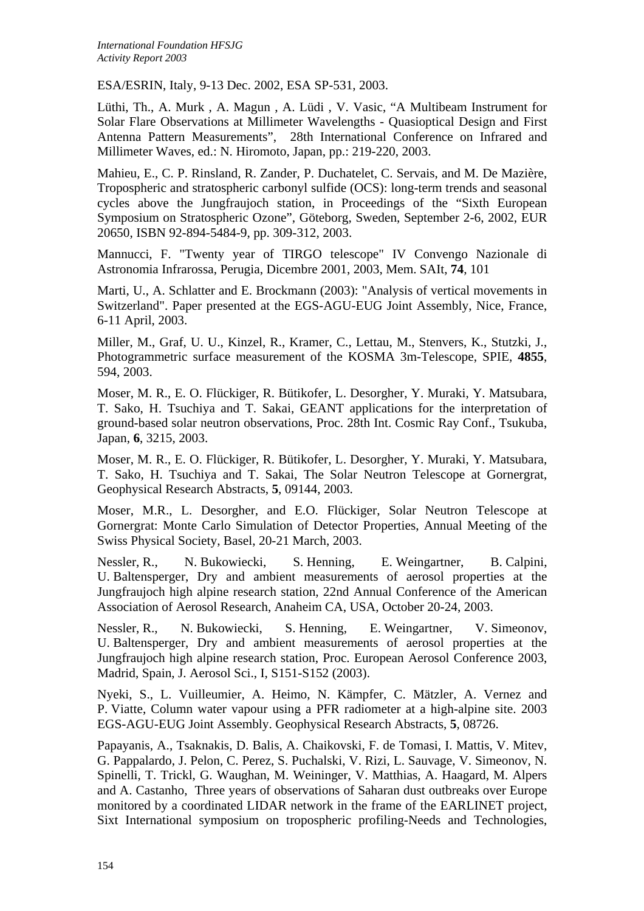ESA/ESRIN, Italy, 9-13 Dec. 2002, ESA SP-531, 2003.

Lüthi, Th., A. Murk , A. Magun , A. Lüdi , V. Vasic, “A Multibeam Instrument for Solar Flare Observations at Millimeter Wavelengths - Quasioptical Design and First Antenna Pattern Measurements”, 28th International Conference on Infrared and Millimeter Waves, ed.: N. Hiromoto, Japan, pp.: 219-220, 2003.

Mahieu, E., C. P. Rinsland, R. Zander, P. Duchatelet, C. Servais, and M. De Mazière, Tropospheric and stratospheric carbonyl sulfide (OCS): long-term trends and seasonal cycles above the Jungfraujoch station, in Proceedings of the “Sixth European Symposium on Stratospheric Ozone”, Göteborg, Sweden, September 2-6, 2002, EUR 20650, ISBN 92-894-5484-9, pp. 309-312, 2003.

Mannucci, F. "Twenty year of TIRGO telescope" IV Convengo Nazionale di Astronomia Infrarossa, Perugia, Dicembre 2001, 2003, Mem. SAIt, **74**, 101

Marti, U., A. Schlatter and E. Brockmann (2003): "Analysis of vertical movements in Switzerland". Paper presented at the EGS-AGU-EUG Joint Assembly, Nice, France, 6-11 April, 2003.

Miller, M., Graf, U. U., Kinzel, R., Kramer, C., Lettau, M., Stenvers, K., Stutzki, J., Photogrammetric surface measurement of the KOSMA 3m-Telescope, SPIE, **4855**, 594, 2003.

Moser, M. R., E. O. Flückiger, R. Bütikofer, L. Desorgher, Y. Muraki, Y. Matsubara, T. Sako, H. Tsuchiya and T. Sakai, GEANT applications for the interpretation of ground-based solar neutron observations, Proc. 28th Int. Cosmic Ray Conf., Tsukuba, Japan, **6**, 3215, 2003.

Moser, M. R., E. O. Flückiger, R. Bütikofer, L. Desorgher, Y. Muraki, Y. Matsubara, T. Sako, H. Tsuchiya and T. Sakai, The Solar Neutron Telescope at Gornergrat, Geophysical Research Abstracts, **5**, 09144, 2003.

Moser, M.R., L. Desorgher, and E.O. Flückiger, Solar Neutron Telescope at Gornergrat: Monte Carlo Simulation of Detector Properties, Annual Meeting of the Swiss Physical Society, Basel, 20-21 March, 2003.

Nessler, R., N. Bukowiecki, S. Henning, E. Weingartner, B. Calpini, U. Baltensperger, Dry and ambient measurements of aerosol properties at the Jungfraujoch high alpine research station, 22nd Annual Conference of the American Association of Aerosol Research, Anaheim CA, USA, October 20-24, 2003.

Nessler, R., N. Bukowiecki, S. Henning, E. Weingartner, V. Simeonov, U. Baltensperger, Dry and ambient measurements of aerosol properties at the Jungfraujoch high alpine research station, Proc. European Aerosol Conference 2003, Madrid, Spain, J. Aerosol Sci., I, S151-S152 (2003).

Nyeki, S., L. Vuilleumier, A. Heimo, N. Kämpfer, C. Mätzler, A. Vernez and P. Viatte, Column water vapour using a PFR radiometer at a high-alpine site. 2003 EGS-AGU-EUG Joint Assembly. Geophysical Research Abstracts, **5**, 08726.

Papayanis, A., Tsaknakis, D. Balis, A. Chaikovski, F. de Tomasi, I. Mattis, V. Mitev, G. Pappalardo, J. Pelon, C. Perez, S. Puchalski, V. Rizi, L. Sauvage, V. Simeonov, N. Spinelli, T. Trickl, G. Waughan, M. Weininger, V. Matthias, A. Haagard, M. Alpers and A. Castanho, Three years of observations of Saharan dust outbreaks over Europe monitored by a coordinated LIDAR network in the frame of the EARLINET project, Sixt International symposium on tropospheric profiling-Needs and Technologies,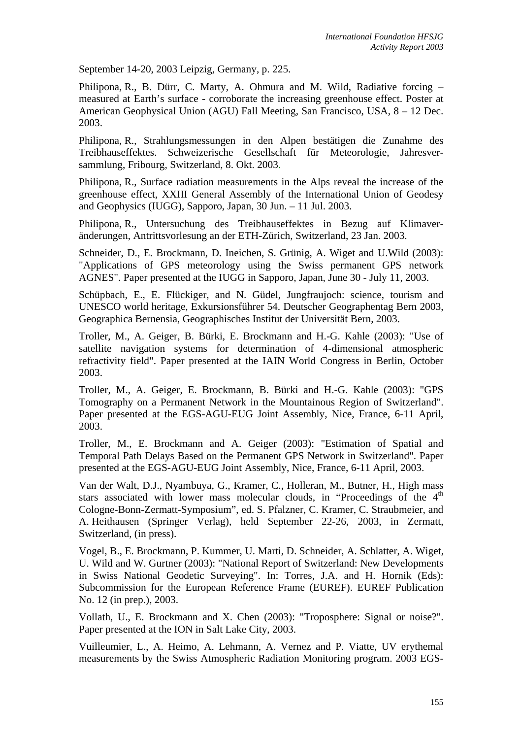September 14-20, 2003 Leipzig, Germany, p. 225.

Philipona, R., B. Dürr, C. Marty, A. Ohmura and M. Wild, Radiative forcing – measured at Earth's surface - corroborate the increasing greenhouse effect. Poster at American Geophysical Union (AGU) Fall Meeting, San Francisco, USA, 8 – 12 Dec. 2003.

Philipona, R., Strahlungsmessungen in den Alpen bestätigen die Zunahme des Treibhauseffektes. Schweizerische Gesellschaft für Meteorologie, Jahresver-sammlung, Fribourg, Switzerland, 8. Okt. 2003.

Philipona, R., Surface radiation measurements in the Alps reveal the increase of the greenhouse effect, XXIII General Assembly of the International Union of Geodesy and Geophysics (IUGG), Sapporo, Japan, 30 Jun. – 11 Jul. 2003.

Philipona, R., Untersuchung des Treibhauseffektes in Bezug auf Klimaver-änderungen, Antrittsvorlesung an der ETH-Zürich, Switzerland, 23 Jan. 2003.

Schneider, D., E. Brockmann, D. Ineichen, S. Grünig, A. Wiget and U.Wild (2003): "Applications of GPS meteorology using the Swiss permanent GPS network AGNES". Paper presented at the IUGG in Sapporo, Japan, June 30 - July 11, 2003.

Schüpbach, E., E. Flückiger, and N. Güdel, Jungfraujoch: science, tourism and UNESCO world heritage, Exkursionsführer 54. Deutscher Geographentag Bern 2003, Geographica Bernensia, Geographisches Institut der Universität Bern, 2003.

Troller, M., A. Geiger, B. Bürki, E. Brockmann and H.-G. Kahle (2003): "Use of satellite navigation systems for determination of 4-dimensional atmospheric refractivity field". Paper presented at the IAIN World Congress in Berlin, October 2003.

Troller, M., A. Geiger, E. Brockmann, B. Bürki and H.-G. Kahle (2003): "GPS Tomography on a Permanent Network in the Mountainous Region of Switzerland". Paper presented at the EGS-AGU-EUG Joint Assembly, Nice, France, 6-11 April, 2003.

Troller, M., E. Brockmann and A. Geiger (2003): "Estimation of Spatial and Temporal Path Delays Based on the Permanent GPS Network in Switzerland". Paper presented at the EGS-AGU-EUG Joint Assembly, Nice, France, 6-11 April, 2003.

Van der Walt, D.J., Nyambuya, G., Kramer, C., Holleran, M., Butner, H., High mass stars associated with lower mass molecular clouds, in "Proceedings of the 4th Cologne-Bonn-Zermatt-Symposium", ed. S. Pfalzner, C. Kramer, C. Straubmeier, and A. Heithausen (Springer Verlag), held September 22-26, 2003, in Zermatt, Switzerland, (in press).

Vogel, B., E. Brockmann, P. Kummer, U. Marti, D. Schneider, A. Schlatter, A. Wiget, U. Wild and W. Gurtner (2003): "National Report of Switzerland: New Developments in Swiss National Geodetic Surveying". In: Torres, J.A. and H. Hornik (Eds): Subcommission for the European Reference Frame (EUREF). EUREF Publication No. 12 (in prep.), 2003.

Vollath, U., E. Brockmann and X. Chen (2003): "Troposphere: Signal or noise?". Paper presented at the ION in Salt Lake City, 2003.

Vuilleumier, L., A. Heimo, A. Lehmann, A. Vernez and P. Viatte, UV erythemal measurements by the Swiss Atmospheric Radiation Monitoring program. 2003 EGS-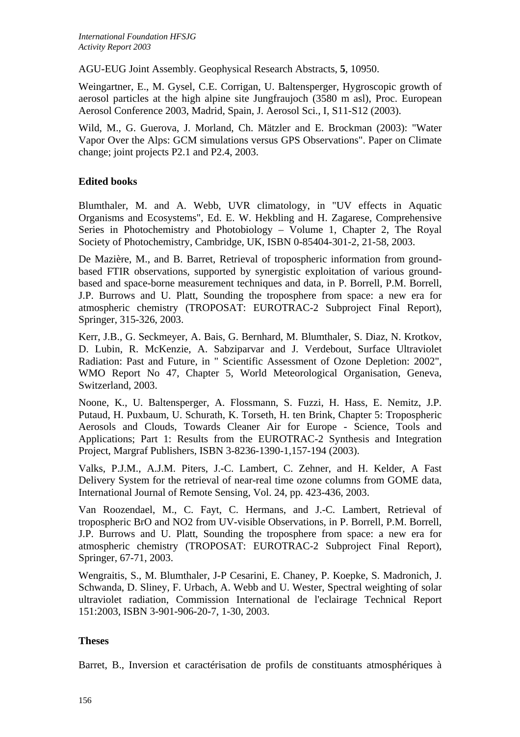AGU-EUG Joint Assembly. Geophysical Research Abstracts, **5**, 10950.

Weingartner, E., M. Gysel, C.E. Corrigan, U. Baltensperger, Hygroscopic growth of aerosol particles at the high alpine site Jungfraujoch (3580 m asl), Proc. European Aerosol Conference 2003, Madrid, Spain, J. Aerosol Sci., I, S11-S12 (2003).

Wild, M., G. Guerova, J. Morland, Ch. Mätzler and E. Brockman (2003): "Water Vapor Over the Alps: GCM simulations versus GPS Observations". Paper on Climate change; joint projects P2.1 and P2.4, 2003.

**Edited books**

Blumthaler, M. and A. Webb, UVR climatology, in "UV effects in Aquatic Organisms and Ecosystems", Ed. E. W. Hekbling and H. Zagarese, Comprehensive Series in Photochemistry and Photobiology – Volume 1, Chapter 2, The Royal Society of Photochemistry, Cambridge, UK, ISBN 0-85404-301-2, 21-58, 2003.

De Mazière, M., and B. Barret, Retrieval of tropospheric information from ground-based FTIR observations, supported by synergistic exploitation of various ground-based and space-borne measurement techniques and data, in P. Borrell, P.M. Borrell, J.P. Burrows and U. Platt, Sounding the troposphere from space: a new era for atmospheric chemistry (TROPOSAT: EUROTRAC-2 Subproject Final Report), Springer, 315-326, 2003.

Kerr, J.B., G. Seckmeyer, A. Bais, G. Bernhard, M. Blumthaler, S. Diaz, N. Krotkov, D. Lubin, R. McKenzie, A. Sabziparvar and J. Verdebout, Surface Ultraviolet Radiation: Past and Future, in " Scientific Assessment of Ozone Depletion: 2002", WMO Report No 47, Chapter 5, World Meteorological Organisation, Geneva, Switzerland, 2003.

Noone, K., U. Baltensperger, A. Flossmann, S. Fuzzi, H. Hass, E. Nemitz, J.P. Putaud, H. Puxbaum, U. Schurath, K. Torseth, H. ten Brink, Chapter 5: Tropospheric Aerosols and Clouds, Towards Cleaner Air for Europe - Science, Tools and Applications; Part 1: Results from the EUROTRAC-2 Synthesis and Integration Project, Margraf Publishers, ISBN 3-8236-1390-1,157-194 (2003).

Valks, P.J.M., A.J.M. Piters, J.-C. Lambert, C. Zehner, and H. Kelder, A Fast Delivery System for the retrieval of near-real time ozone columns from GOME data, International Journal of Remote Sensing, Vol. 24, pp. 423-436, 2003.

Van Roozendael, M., C. Fayt, C. Hermans, and J.-C. Lambert, Retrieval of tropospheric BrO and NO2 from UV-visible Observations, in P. Borrell, P.M. Borrell, J.P. Burrows and U. Platt, Sounding the troposphere from space: a new era for atmospheric chemistry (TROPOSAT: EUROTRAC-2 Subproject Final Report), Springer, 67-71, 2003.

Wengraitis, S., M. Blumthaler, J-P Cesarini, E. Chaney, P. Koepke, S. Madronich, J. Schwanda, D. Sliney, F. Urbach, A. Webb and U. Wester, Spectral weighting of solar ultraviolet radiation, Commission International de l'eclairage Technical Report 151:2003, ISBN 3-901-906-20-7, 1-30, 2003.

**Theses**

Barret, B., Inversion et caractérisation de profils de constituants atmosphériques à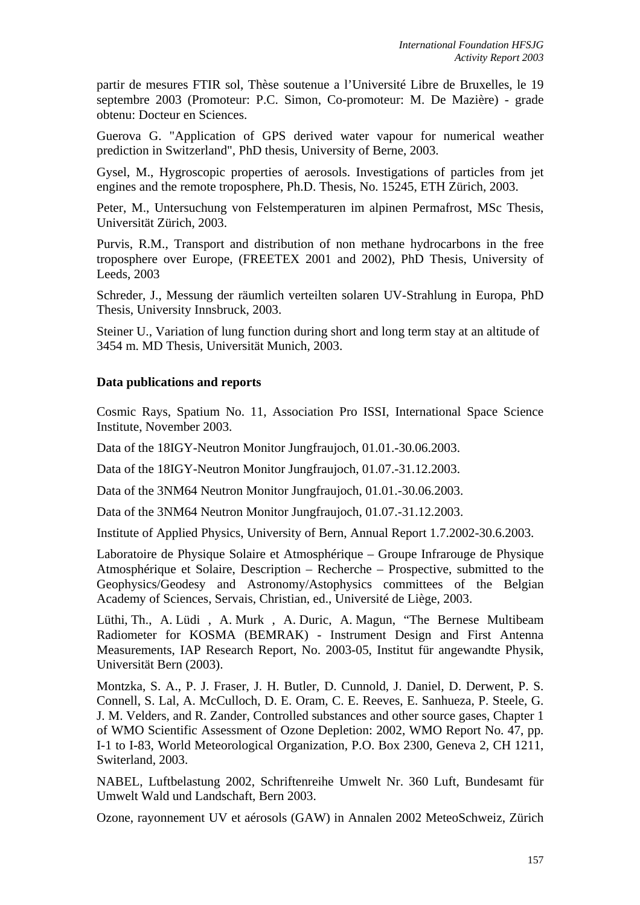partir de mesures FTIR sol, Thèse soutenue a l'Université Libre de Bruxelles, le 19 septembre 2003 (Promoteur: P.C. Simon, Co-promoteur: M. De Mazière) - grade obtenu: Docteur en Sciences.

Guerova G. "Application of GPS derived water vapour for numerical weather prediction in Switzerland", PhD thesis, University of Berne, 2003.

Gysel, M., Hygroscopic properties of aerosols. Investigations of particles from jet engines and the remote troposphere, Ph.D. Thesis, No. 15245, ETH Zürich, 2003.

Peter, M., Untersuchung von Felstemperaturen im alpinen Permafrost, MSc Thesis, Universität Zürich, 2003.

Purvis, R.M., Transport and distribution of non methane hydrocarbons in the free troposphere over Europe, (FREETEX 2001 and 2002), PhD Thesis, University of Leeds, 2003

Schreder, J., Messung der räumlich verteilten solaren UV-Strahlung in Europa, PhD Thesis, University Innsbruck, 2003.

Steiner U., Variation of lung function during short and long term stay at an altitude of 3454 m. MD Thesis, Universität Munich, 2003.

**Data publications and reports**

Cosmic Rays, Spatium No. 11, Association Pro ISSI, International Space Science Institute, November 2003.

Data of the 18IGY-Neutron Monitor Jungfraujoch, 01.01.-30.06.2003.

Data of the 18IGY-Neutron Monitor Jungfraujoch, 01.07.-31.12.2003.

Data of the 3NM64 Neutron Monitor Jungfraujoch, 01.01.-30.06.2003.

Data of the 3NM64 Neutron Monitor Jungfraujoch, 01.07.-31.12.2003.

Institute of Applied Physics, University of Bern, Annual Report 1.7.2002-30.6.2003.

Laboratoire de Physique Solaire et Atmosphérique – Groupe Infrarouge de Physique Atmosphérique et Solaire, Description – Recherche – Prospective, submitted to the Geophysics/Geodesy and Astronomy/Astophysics committees of the Belgian Academy of Sciences, Servais, Christian, ed., Université de Liège, 2003.

Lüthi, Th., A. Lüdi , A. Murk , A. Duric, A. Magun, "The Bernese Multibeam Radiometer for KOSMA (BEMRAK) - Instrument Design and First Antenna Measurements, IAP Research Report, No. 2003-05, Institut für angewandte Physik, Universität Bern (2003).

Montzka, S. A., P. J. Fraser, J. H. Butler, D. Cunnold, J. Daniel, D. Derwent, P. S. Connell, S. Lal, A. McCulloch, D. E. Oram, C. E. Reeves, E. Sanhueza, P. Steele, G. J. M. Velders, and R. Zander, Controlled substances and other source gases, Chapter 1 of WMO Scientific Assessment of Ozone Depletion: 2002, WMO Report No. 47, pp. I-1 to I-83, World Meteorological Organization, P.O. Box 2300, Geneva 2, CH 1211, Switerland, 2003.

NABEL, Luftbelastung 2002, Schriftenreihe Umwelt Nr. 360 Luft, Bundesamt für Umwelt Wald und Landschaft, Bern 2003.

Ozone, rayonnement UV et aérosols (GAW) in Annalen 2002 MeteoSchweiz, Zürich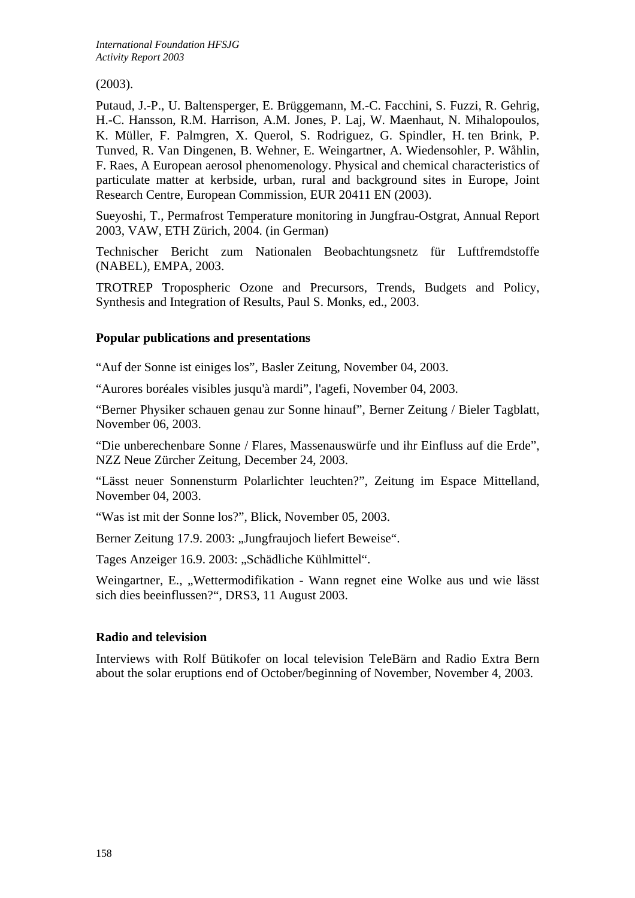(2003).

Putaud, J.-P., U. Baltensperger, E. Brüggemann, M.-C. Facchini, S. Fuzzi, R. Gehrig, H.-C. Hansson, R.M. Harrison, A.M. Jones, P. Laj, W. Maenhaut, N. Mihalopoulos, K. Müller, F. Palmgren, X. Querol, S. Rodriguez, G. Spindler, H. ten Brink, P. Tunved, R. Van Dingenen, B. Wehner, E. Weingartner, A. Wiedensohler, P. Wåhlin, F. Raes, A European aerosol phenomenology. Physical and chemical characteristics of particulate matter at kerbside, urban, rural and background sites in Europe, Joint Research Centre, European Commission, EUR 20411 EN (2003).

Sueyoshi, T., Permafrost Temperature monitoring in Jungfrau-Ostgrat, Annual Report 2003, VAW, ETH Zürich, 2004. (in German)

Technischer Bericht zum Nationalen Beobachtungsnetz für Luftfremdstoffe (NABEL), EMPA, 2003.

TROTREP Tropospheric Ozone and Precursors, Trends, Budgets and Policy, Synthesis and Integration of Results, Paul S. Monks, ed., 2003.

### Popular publications and presentations

"Auf der Sonne ist einiges los", Basler Zeitung, November 04, 2003.

"Aurores boréales visibles jusqu'à mardi", l'agefi, November 04, 2003.

"Berner Physiker schauen genau zur Sonne hinauf", Berner Zeitung / Bieler Tagblatt, November 06, 2003.

"Die unberechenbare Sonne / Flares, Massenauswürfe und ihr Einfluss auf die Erde", NZZ Neue Zürcher Zeitung, December 24, 2003.

"Lässt neuer Sonnensturm Polarlichter leuchten?", Zeitung im Espace Mittelland, November 04, 2003.

"Was ist mit der Sonne los?", Blick, November 05, 2003.

Berner Zeitung 17.9. 2003: „Jungfraujoch liefert Beweise".

Tages Anzeiger 16.9. 2003: „Schädliche Kühlmittel".

Weingartner, E., „Wettermodifikation - Wann regnet eine Wolke aus und wie lässt sich dies beeinflussen?", DRS3, 11 August 2003.

### Radio and television

Interviews with Rolf Bütikofer on local television TeleBärn and Radio Extra Bern about the solar eruptions end of October/beginning of November, November 4, 2003.